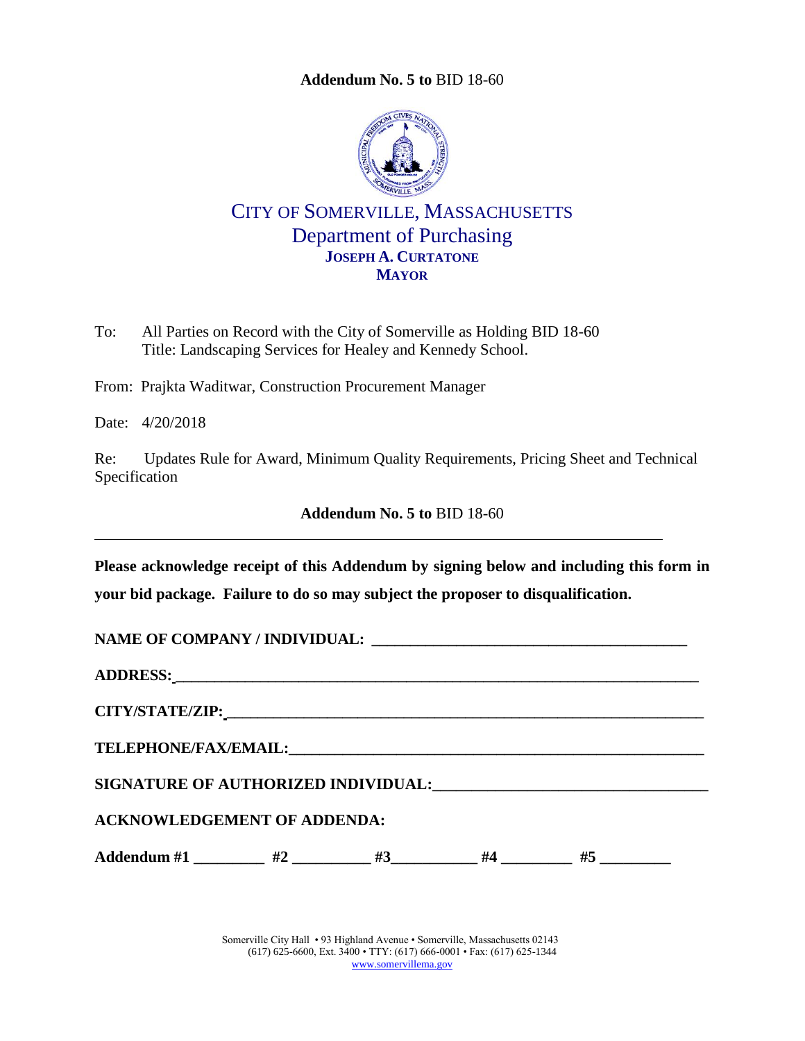**Addendum No. 5 to** BID 18-60

# CITY OF SOMERVILLE, MASSACHUSETTS
## Department of Purchasing
**JOSEPH A. CURTATONE**
**MAYOR**

To: All Parties on Record with the City of Somerville as Holding BID 18-60
Title: Landscaping Services for Healey and Kennedy School.

From: Prajkta Waditwar, Construction Procurement Manager

Date: 4/20/2018

Re: Updates Rule for Award, Minimum Quality Requirements, Pricing Sheet and Technical Specification

**Addendum No. 5 to** BID 18-60

---

**Please acknowledge receipt of this Addendum by signing below and including this form in your bid package. Failure to do so may subject the proposer to disqualification.**

**NAME OF COMPANY / INDIVIDUAL:** ________________________________________

**ADDRESS:** ________________________________________________________________

**CITY/STATE/ZIP:** __________________________________________________________

**TELEPHONE/FAX/EMAIL:** ____________________________________________________

**SIGNATURE OF AUTHORIZED INDIVIDUAL:** _______________________________

**ACKNOWLEDGEMENT OF ADDENDA:**

**Addendum #1** _________ **#2** _________ **#3** __________ **#4** _________ **#5** _________

Somerville City Hall • 93 Highland Avenue • Somerville, Massachusetts 02143
(617) 625-6600, Ext. 3400 • TTY: (617) 666-0001 • Fax: (617) 625-1344
www.somervillema.gov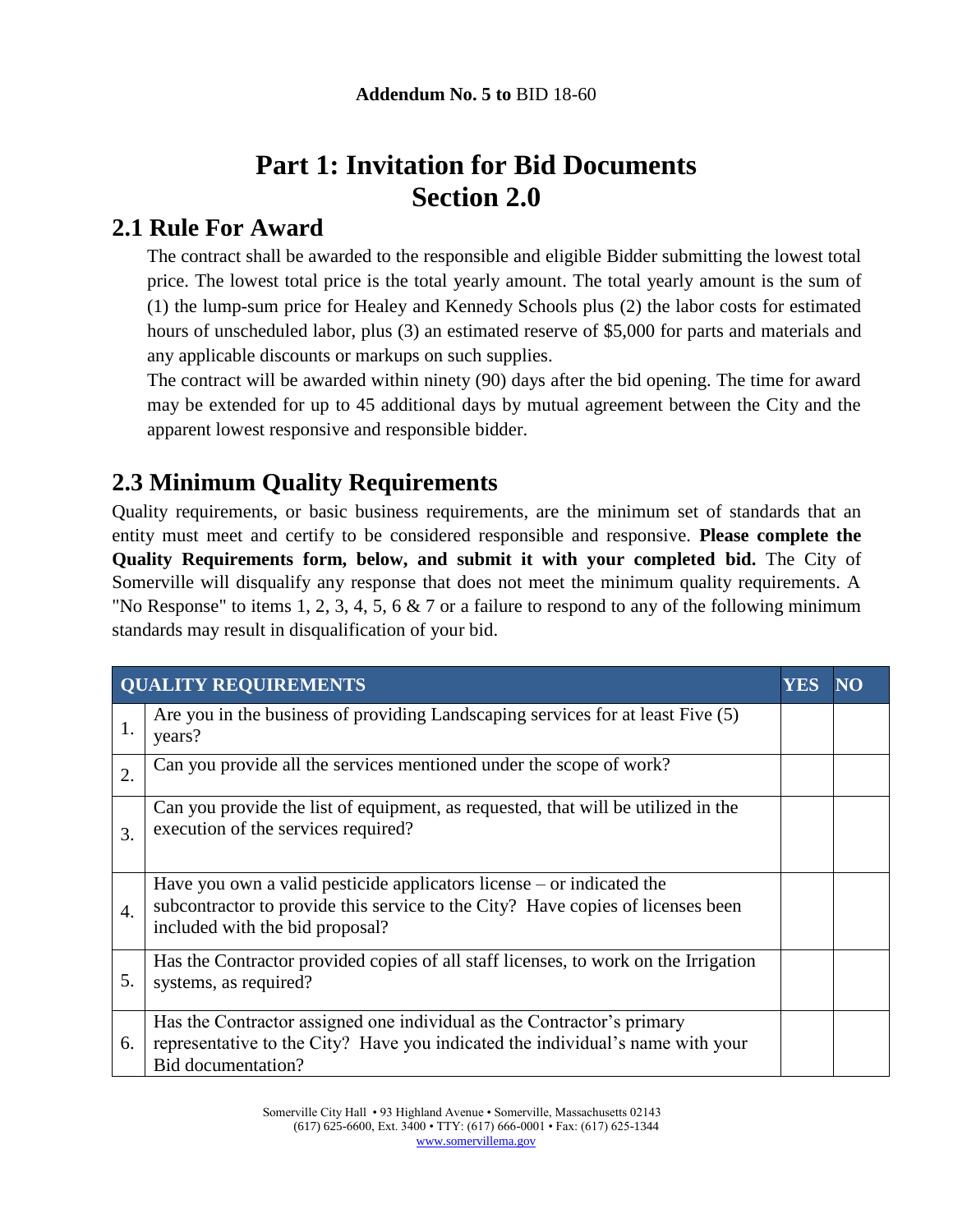**Addendum No. 5 to** BID 18-60

# Part 1: Invitation for Bid Documents
# Section 2.0

## 2.1 Rule For Award

The contract shall be awarded to the responsible and eligible Bidder submitting the lowest total price. The lowest total price is the total yearly amount. The total yearly amount is the sum of (1) the lump-sum price for Healey and Kennedy Schools plus (2) the labor costs for estimated hours of unscheduled labor, plus (3) an estimated reserve of $5,000 for parts and materials and any applicable discounts or markups on such supplies.

The contract will be awarded within ninety (90) days after the bid opening. The time for award may be extended for up to 45 additional days by mutual agreement between the City and the apparent lowest responsive and responsible bidder.

## 2.3 Minimum Quality Requirements

Quality requirements, or basic business requirements, are the minimum set of standards that an entity must meet and certify to be considered responsible and responsive. **Please complete the Quality Requirements form, below, and submit it with your completed bid.** The City of Somerville will disqualify any response that does not meet the minimum quality requirements. A "No Response" to items 1, 2, 3, 4, 5, 6 & 7 or a failure to respond to any of the following minimum standards may result in disqualification of your bid.

| | QUALITY REQUIREMENTS | YES | NO |
|---|---|---|---|
| 1. | Are you in the business of providing Landscaping services for at least Five (5) years? | | |
| 2. | Can you provide all the services mentioned under the scope of work? | | |
| 3. | Can you provide the list of equipment, as requested, that will be utilized in the execution of the services required? | | |
| 4. | Have you own a valid pesticide applicators license – or indicated the subcontractor to provide this service to the City? Have copies of licenses been included with the bid proposal? | | |
| 5. | Has the Contractor provided copies of all staff licenses, to work on the Irrigation systems, as required? | | |
| 6. | Has the Contractor assigned one individual as the Contractor's primary representative to the City? Have you indicated the individual's name with your Bid documentation? | | |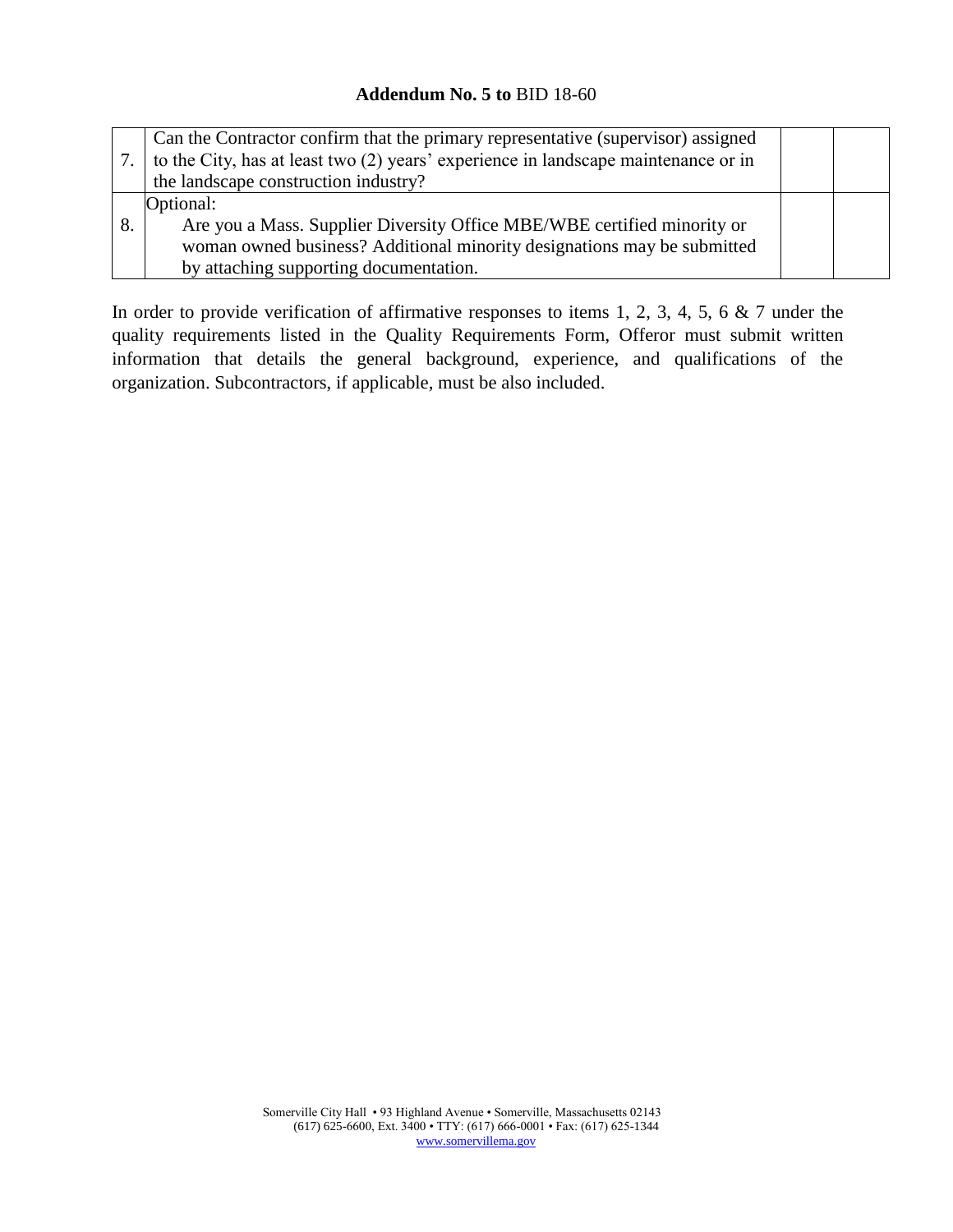**Addendum No. 5 to** BID 18-60

| | | | |
|---|---|---|---|
| 7. | Can the Contractor confirm that the primary representative (supervisor) assigned to the City, has at least two (2) years' experience in landscape maintenance or in the landscape construction industry? | | |
| 8. | Optional: Are you a Mass. Supplier Diversity Office MBE/WBE certified minority or woman owned business? Additional minority designations may be submitted by attaching supporting documentation. | | |

In order to provide verification of affirmative responses to items 1, 2, 3, 4, 5, 6 & 7 under the quality requirements listed in the Quality Requirements Form, Offeror must submit written information that details the general background, experience, and qualifications of the organization. Subcontractors, if applicable, must be also included.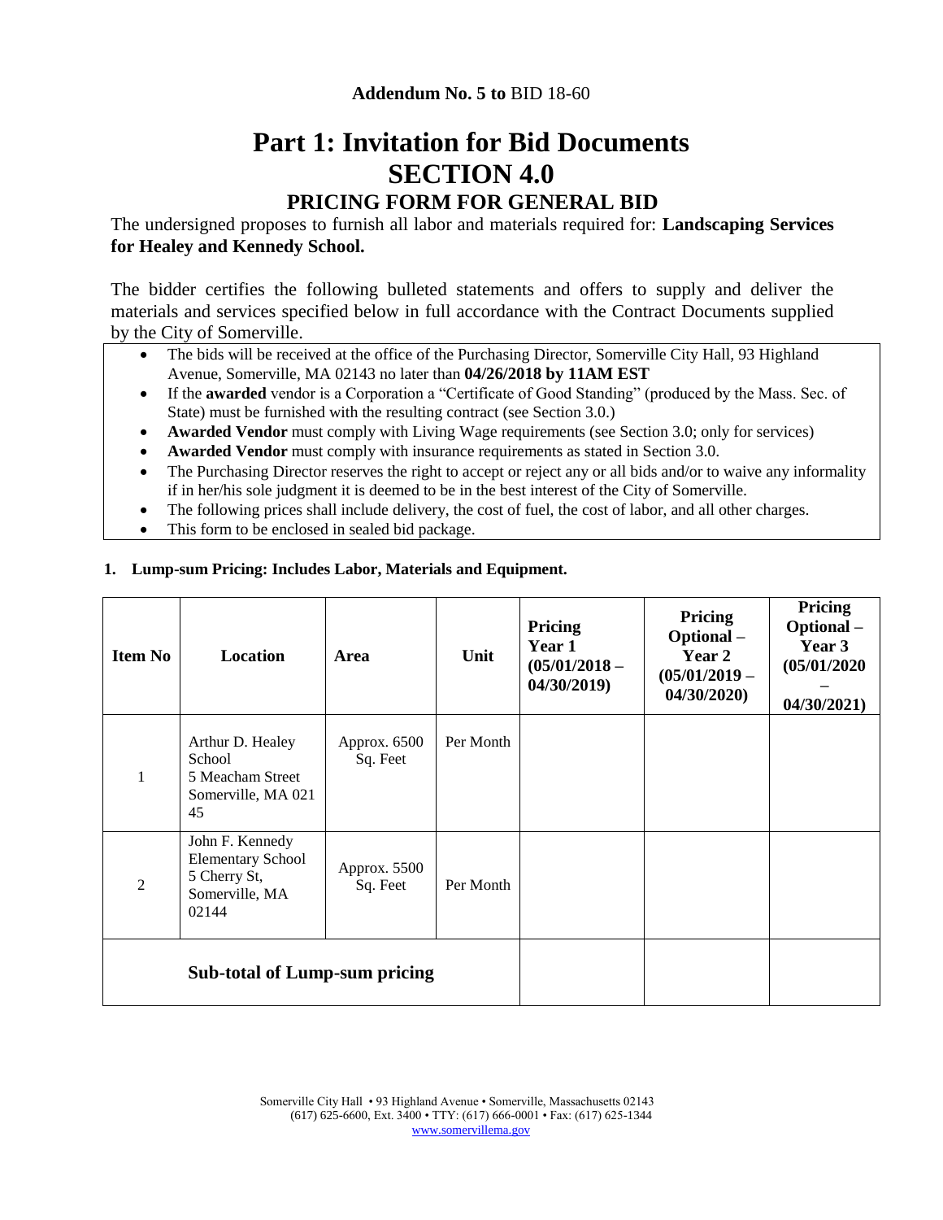**Addendum No. 5 to** BID 18-60

# Part 1: Invitation for Bid Documents
# SECTION 4.0
## PRICING FORM FOR GENERAL BID

The undersigned proposes to furnish all labor and materials required for: **Landscaping Services for Healey and Kennedy School.**

The bidder certifies the following bulleted statements and offers to supply and deliver the materials and services specified below in full accordance with the Contract Documents supplied by the City of Somerville.

- The bids will be received at the office of the Purchasing Director, Somerville City Hall, 93 Highland Avenue, Somerville, MA 02143 no later than **04/26/2018 by 11AM EST**
- If the **awarded** vendor is a Corporation a "Certificate of Good Standing" (produced by the Mass. Sec. of State) must be furnished with the resulting contract (see Section 3.0.)
- **Awarded Vendor** must comply with Living Wage requirements (see Section 3.0; only for services)
- **Awarded Vendor** must comply with insurance requirements as stated in Section 3.0.
- The Purchasing Director reserves the right to accept or reject any or all bids and/or to waive any informality if in her/his sole judgment it is deemed to be in the best interest of the City of Somerville.
- The following prices shall include delivery, the cost of fuel, the cost of labor, and all other charges.
- This form to be enclosed in sealed bid package.

**1. Lump-sum Pricing: Includes Labor, Materials and Equipment.**

| Item No | Location | Area | Unit | Pricing Year 1 (05/01/2018 – 04/30/2019) | Pricing Optional – Year 2 (05/01/2019 – 04/30/2020) | Pricing Optional – Year 3 (05/01/2020 – 04/30/2021) |
|---|---|---|---|---|---|---|
| 1 | Arthur D. Healey School 5 Meacham Street Somerville, MA 02145 | Approx. 6500 Sq. Feet | Per Month | | | |
| 2 | John F. Kennedy Elementary School 5 Cherry St, Somerville, MA 02144 | Approx. 5500 Sq. Feet | Per Month | | | |
| **Sub-total of Lump-sum pricing** | | | | | | |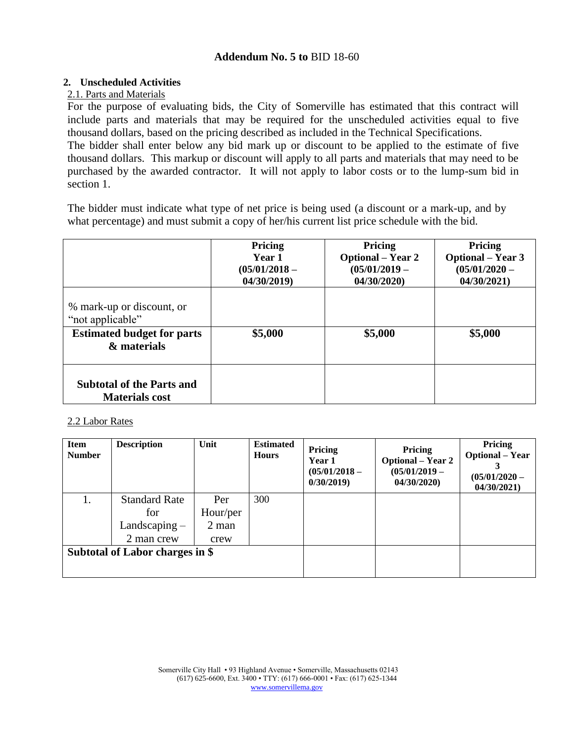**Addendum No. 5 to** BID 18-60

## 2. Unscheduled Activities

2.1. Parts and Materials

For the purpose of evaluating bids, the City of Somerville has estimated that this contract will include parts and materials that may be required for the unscheduled activities equal to five thousand dollars, based on the pricing described as included in the Technical Specifications.

The bidder shall enter below any bid mark up or discount to be applied to the estimate of five thousand dollars. This markup or discount will apply to all parts and materials that may need to be purchased by the awarded contractor. It will not apply to labor costs or to the lump-sum bid in section 1.

The bidder must indicate what type of net price is being used (a discount or a mark-up, and by what percentage) and must submit a copy of her/his current list price schedule with the bid.

| | **Pricing Year 1 (05/01/2018 – 04/30/2019)** | **Pricing Optional – Year 2 (05/01/2019 – 04/30/2020)** | **Pricing Optional – Year 3 (05/01/2020 – 04/30/2021)** |
|---|---|---|---|
| % mark-up or discount, or "not applicable" | | | |
| **Estimated budget for parts & materials** | **$5,000** | **$5,000** | **$5,000** |
| **Subtotal of the Parts and Materials cost** | | | |

2.2 Labor Rates

| **Item Number** | **Description** | **Unit** | **Estimated Hours** | **Pricing Year 1 (05/01/2018 – 0/30/2019)** | **Pricing Optional – Year 2 (05/01/2019 – 04/30/2020)** | **Pricing Optional – Year 3 (05/01/2020 – 04/30/2021)** |
|---|---|---|---|---|---|---|
| 1. | Standard Rate for Landscaping – 2 man crew | Per Hour/per 2 man crew | 300 | | | |
| **Subtotal of Labor charges in $** | | | | | | |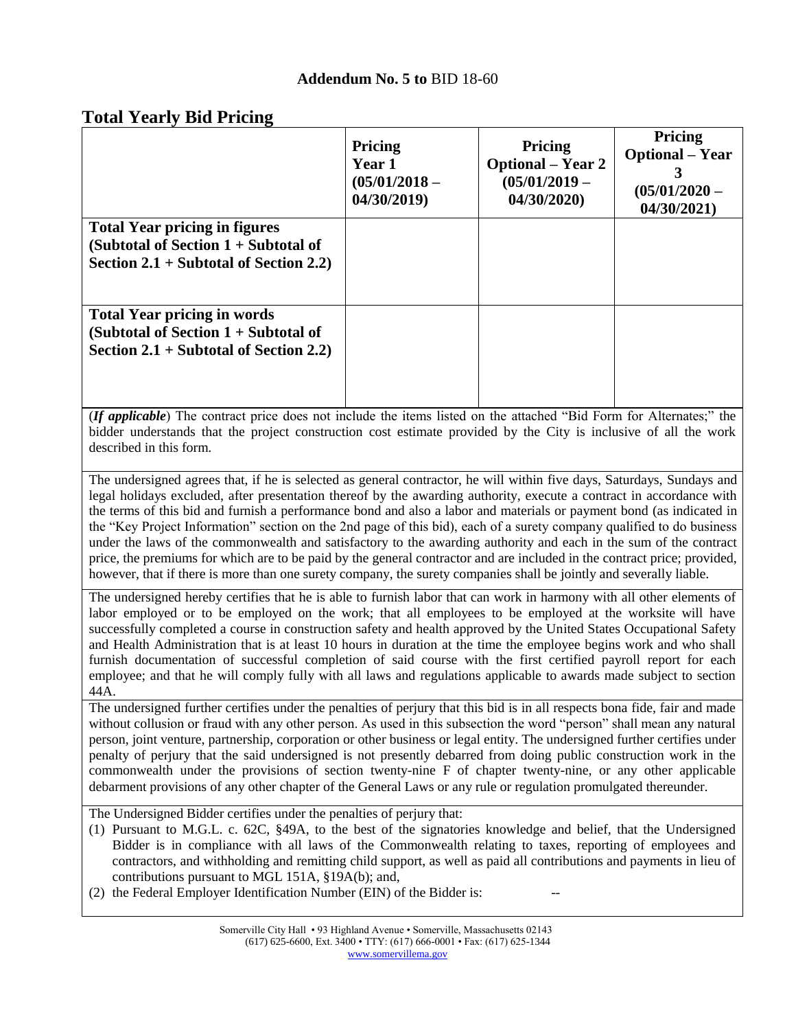**Addendum No. 5 to** BID 18-60

## Total Yearly Bid Pricing

| | **Pricing Year 1 (05/01/2018 – 04/30/2019)** | **Pricing Optional – Year 2 (05/01/2019 – 04/30/2020)** | **Pricing Optional – Year 3 (05/01/2020 – 04/30/2021)** |
|---|---|---|---|
| **Total Year pricing in figures (Subtotal of Section 1 + Subtotal of Section 2.1 + Subtotal of Section 2.2)** | | | |
| **Total Year pricing in words (Subtotal of Section 1 + Subtotal of Section 2.1 + Subtotal of Section 2.2)** | | | |

(***If applicable***) The contract price does not include the items listed on the attached "Bid Form for Alternates;" the bidder understands that the project construction cost estimate provided by the City is inclusive of all the work described in this form.

The undersigned agrees that, if he is selected as general contractor, he will within five days, Saturdays, Sundays and legal holidays excluded, after presentation thereof by the awarding authority, execute a contract in accordance with the terms of this bid and furnish a performance bond and also a labor and materials or payment bond (as indicated in the "Key Project Information" section on the 2nd page of this bid), each of a surety company qualified to do business under the laws of the commonwealth and satisfactory to the awarding authority and each in the sum of the contract price, the premiums for which are to be paid by the general contractor and are included in the contract price; provided, however, that if there is more than one surety company, the surety companies shall be jointly and severally liable.

The undersigned hereby certifies that he is able to furnish labor that can work in harmony with all other elements of labor employed or to be employed on the work; that all employees to be employed at the worksite will have successfully completed a course in construction safety and health approved by the United States Occupational Safety and Health Administration that is at least 10 hours in duration at the time the employee begins work and who shall furnish documentation of successful completion of said course with the first certified payroll report for each employee; and that he will comply fully with all laws and regulations applicable to awards made subject to section 44A.

The undersigned further certifies under the penalties of perjury that this bid is in all respects bona fide, fair and made without collusion or fraud with any other person. As used in this subsection the word "person" shall mean any natural person, joint venture, partnership, corporation or other business or legal entity. The undersigned further certifies under penalty of perjury that the said undersigned is not presently debarred from doing public construction work in the commonwealth under the provisions of section twenty-nine F of chapter twenty-nine, or any other applicable debarment provisions of any other chapter of the General Laws or any rule or regulation promulgated thereunder.

The Undersigned Bidder certifies under the penalties of perjury that:

(1) Pursuant to M.G.L. c. 62C, §49A, to the best of the signatories knowledge and belief, that the Undersigned Bidder is in compliance with all laws of the Commonwealth relating to taxes, reporting of employees and contractors, and withholding and remitting child support, as well as paid all contributions and payments in lieu of contributions pursuant to MGL 151A, §19A(b); and,

(2) the Federal Employer Identification Number (EIN) of the Bidder is: --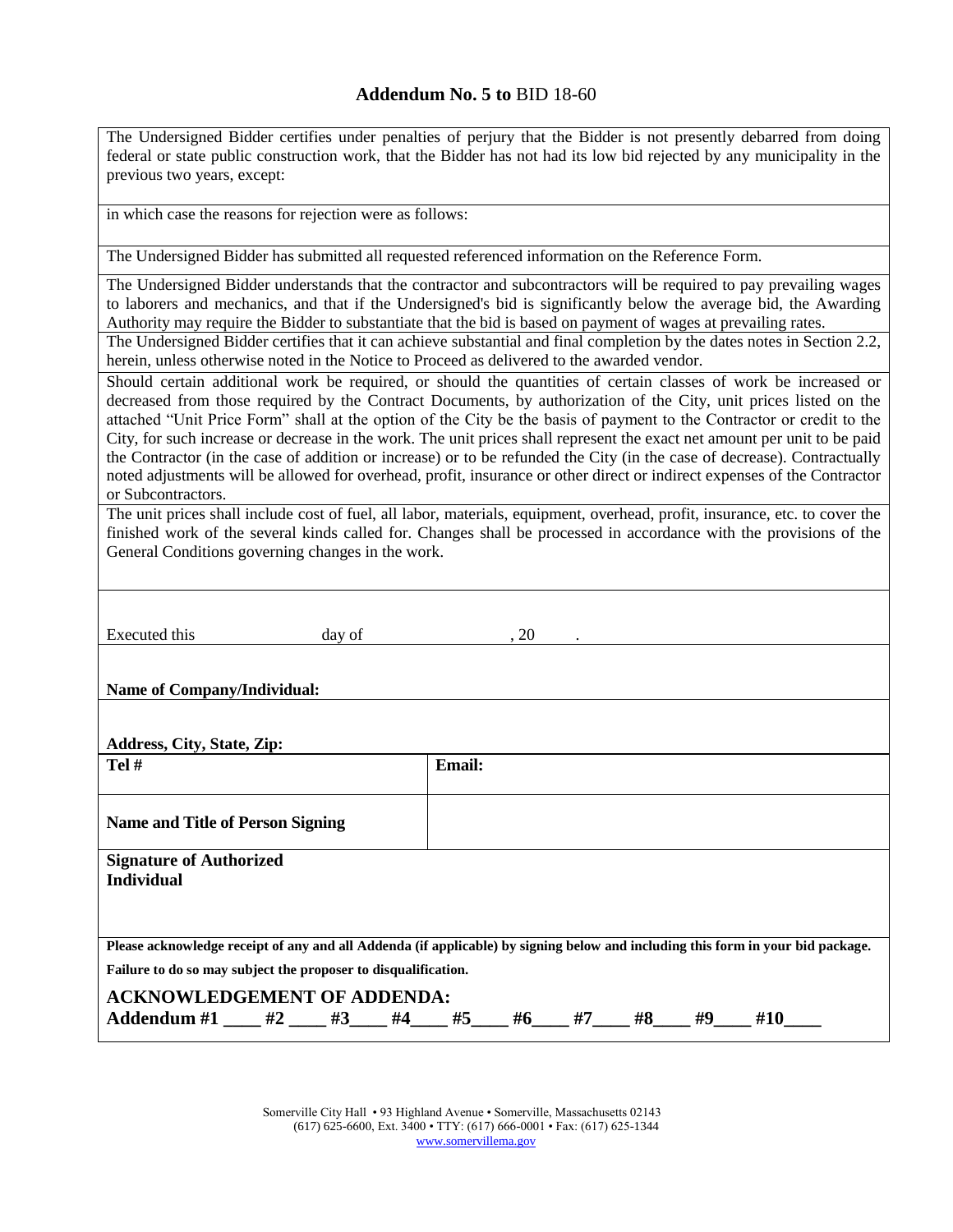## **Addendum No. 5 to** BID 18-60

The Undersigned Bidder certifies under penalties of perjury that the Bidder is not presently debarred from doing federal or state public construction work, that the Bidder has not had its low bid rejected by any municipality in the previous two years, except:

in which case the reasons for rejection were as follows:

The Undersigned Bidder has submitted all requested referenced information on the Reference Form.

The Undersigned Bidder understands that the contractor and subcontractors will be required to pay prevailing wages to laborers and mechanics, and that if the Undersigned's bid is significantly below the average bid, the Awarding Authority may require the Bidder to substantiate that the bid is based on payment of wages at prevailing rates.

The Undersigned Bidder certifies that it can achieve substantial and final completion by the dates notes in Section 2.2, herein, unless otherwise noted in the Notice to Proceed as delivered to the awarded vendor.

Should certain additional work be required, or should the quantities of certain classes of work be increased or decreased from those required by the Contract Documents, by authorization of the City, unit prices listed on the attached "Unit Price Form" shall at the option of the City be the basis of payment to the Contractor or credit to the City, for such increase or decrease in the work. The unit prices shall represent the exact net amount per unit to be paid the Contractor (in the case of addition or increase) or to be refunded the City (in the case of decrease). Contractually noted adjustments will be allowed for overhead, profit, insurance or other direct or indirect expenses of the Contractor or Subcontractors.

The unit prices shall include cost of fuel, all labor, materials, equipment, overhead, profit, insurance, etc. to cover the finished work of the several kinds called for. Changes shall be processed in accordance with the provisions of the General Conditions governing changes in the work.

Executed this ______ day of ______________ , 20 ____ .

**Name of Company/Individual:**

**Address, City, State, Zip:**

| **Tel #** | **Email:** |
|---|---|
| **Name and Title of Person Signing** | |

**Signature of Authorized Individual**

**Please acknowledge receipt of any and all Addenda (if applicable) by signing below and including this form in your bid package.**

**Failure to do so may subject the proposer to disqualification.**

**ACKNOWLEDGEMENT OF ADDENDA:**

**Addendum #1 ____ #2 ____ #3____ #4____ #5____ #6____ #7____ #8____ #9____ #10____**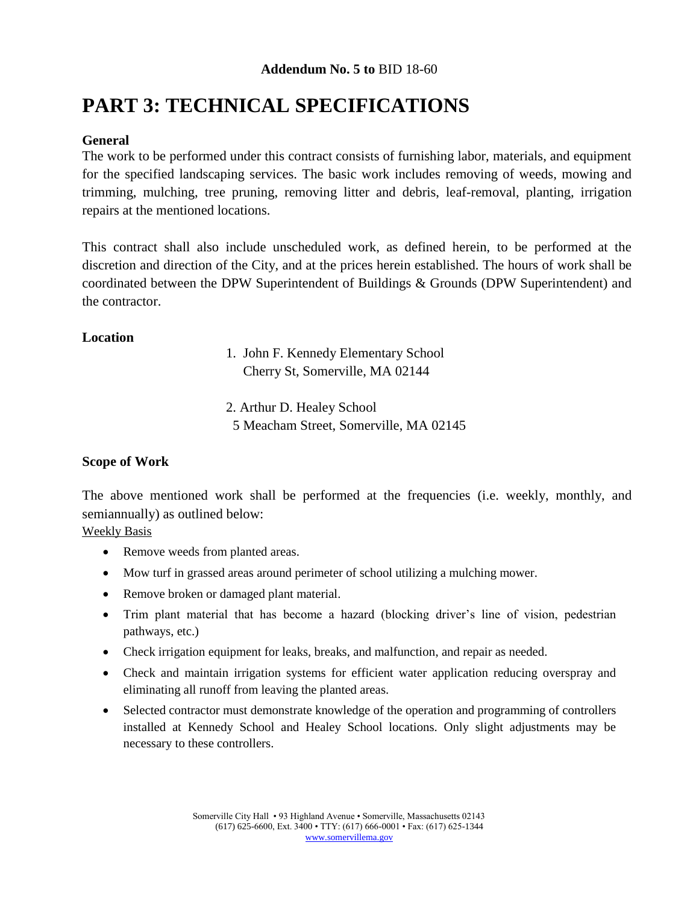**Addendum No. 5 to** BID 18-60

# PART 3: TECHNICAL SPECIFICATIONS

**General**

The work to be performed under this contract consists of furnishing labor, materials, and equipment for the specified landscaping services. The basic work includes removing of weeds, mowing and trimming, mulching, tree pruning, removing litter and debris, leaf-removal, planting, irrigation repairs at the mentioned locations.

This contract shall also include unscheduled work, as defined herein, to be performed at the discretion and direction of the City, and at the prices herein established. The hours of work shall be coordinated between the DPW Superintendent of Buildings & Grounds (DPW Superintendent) and the contractor.

**Location**

1. John F. Kennedy Elementary School
   Cherry St, Somerville, MA 02144

2. Arthur D. Healey School
   5 Meacham Street, Somerville, MA 02145

**Scope of Work**

The above mentioned work shall be performed at the frequencies (i.e. weekly, monthly, and semiannually) as outlined below:

<u>Weekly Basis</u>

- Remove weeds from planted areas.
- Mow turf in grassed areas around perimeter of school utilizing a mulching mower.
- Remove broken or damaged plant material.
- Trim plant material that has become a hazard (blocking driver's line of vision, pedestrian pathways, etc.)
- Check irrigation equipment for leaks, breaks, and malfunction, and repair as needed.
- Check and maintain irrigation systems for efficient water application reducing overspray and eliminating all runoff from leaving the planted areas.
- Selected contractor must demonstrate knowledge of the operation and programming of controllers installed at Kennedy School and Healey School locations. Only slight adjustments may be necessary to these controllers.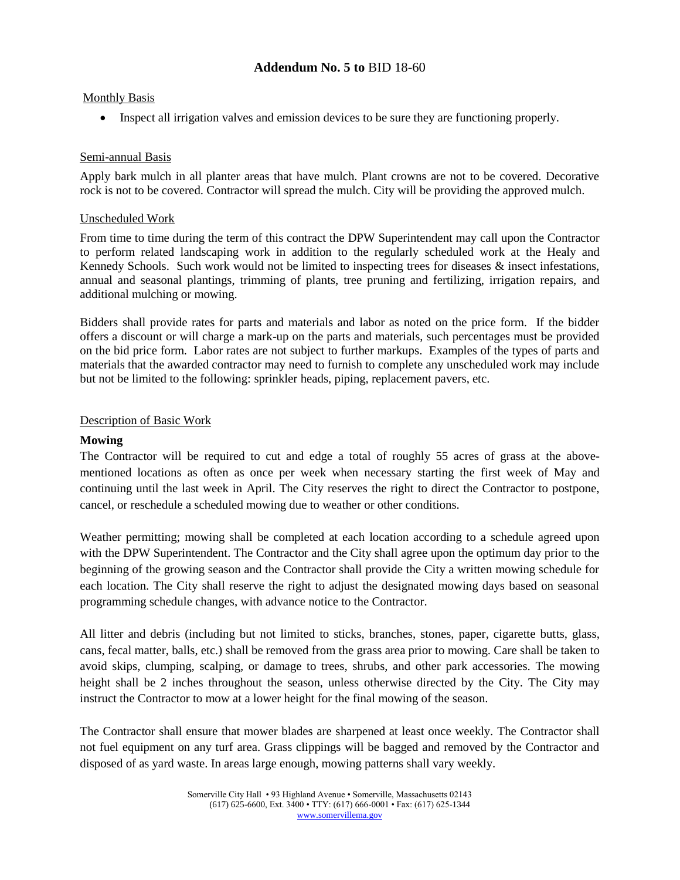## **Addendum No. 5 to** BID 18-60

Monthly Basis

- Inspect all irrigation valves and emission devices to be sure they are functioning properly.

Semi-annual Basis

Apply bark mulch in all planter areas that have mulch. Plant crowns are not to be covered. Decorative rock is not to be covered. Contractor will spread the mulch. City will be providing the approved mulch.

Unscheduled Work

From time to time during the term of this contract the DPW Superintendent may call upon the Contractor to perform related landscaping work in addition to the regularly scheduled work at the Healy and Kennedy Schools. Such work would not be limited to inspecting trees for diseases & insect infestations, annual and seasonal plantings, trimming of plants, tree pruning and fertilizing, irrigation repairs, and additional mulching or mowing.

Bidders shall provide rates for parts and materials and labor as noted on the price form. If the bidder offers a discount or will charge a mark-up on the parts and materials, such percentages must be provided on the bid price form. Labor rates are not subject to further markups. Examples of the types of parts and materials that the awarded contractor may need to furnish to complete any unscheduled work may include but not be limited to the following: sprinkler heads, piping, replacement pavers, etc.

Description of Basic Work

**Mowing**

The Contractor will be required to cut and edge a total of roughly 55 acres of grass at the above-mentioned locations as often as once per week when necessary starting the first week of May and continuing until the last week in April. The City reserves the right to direct the Contractor to postpone, cancel, or reschedule a scheduled mowing due to weather or other conditions.

Weather permitting; mowing shall be completed at each location according to a schedule agreed upon with the DPW Superintendent. The Contractor and the City shall agree upon the optimum day prior to the beginning of the growing season and the Contractor shall provide the City a written mowing schedule for each location. The City shall reserve the right to adjust the designated mowing days based on seasonal programming schedule changes, with advance notice to the Contractor.

All litter and debris (including but not limited to sticks, branches, stones, paper, cigarette butts, glass, cans, fecal matter, balls, etc.) shall be removed from the grass area prior to mowing. Care shall be taken to avoid skips, clumping, scalping, or damage to trees, shrubs, and other park accessories. The mowing height shall be 2 inches throughout the season, unless otherwise directed by the City. The City may instruct the Contractor to mow at a lower height for the final mowing of the season.

The Contractor shall ensure that mower blades are sharpened at least once weekly. The Contractor shall not fuel equipment on any turf area. Grass clippings will be bagged and removed by the Contractor and disposed of as yard waste. In areas large enough, mowing patterns shall vary weekly.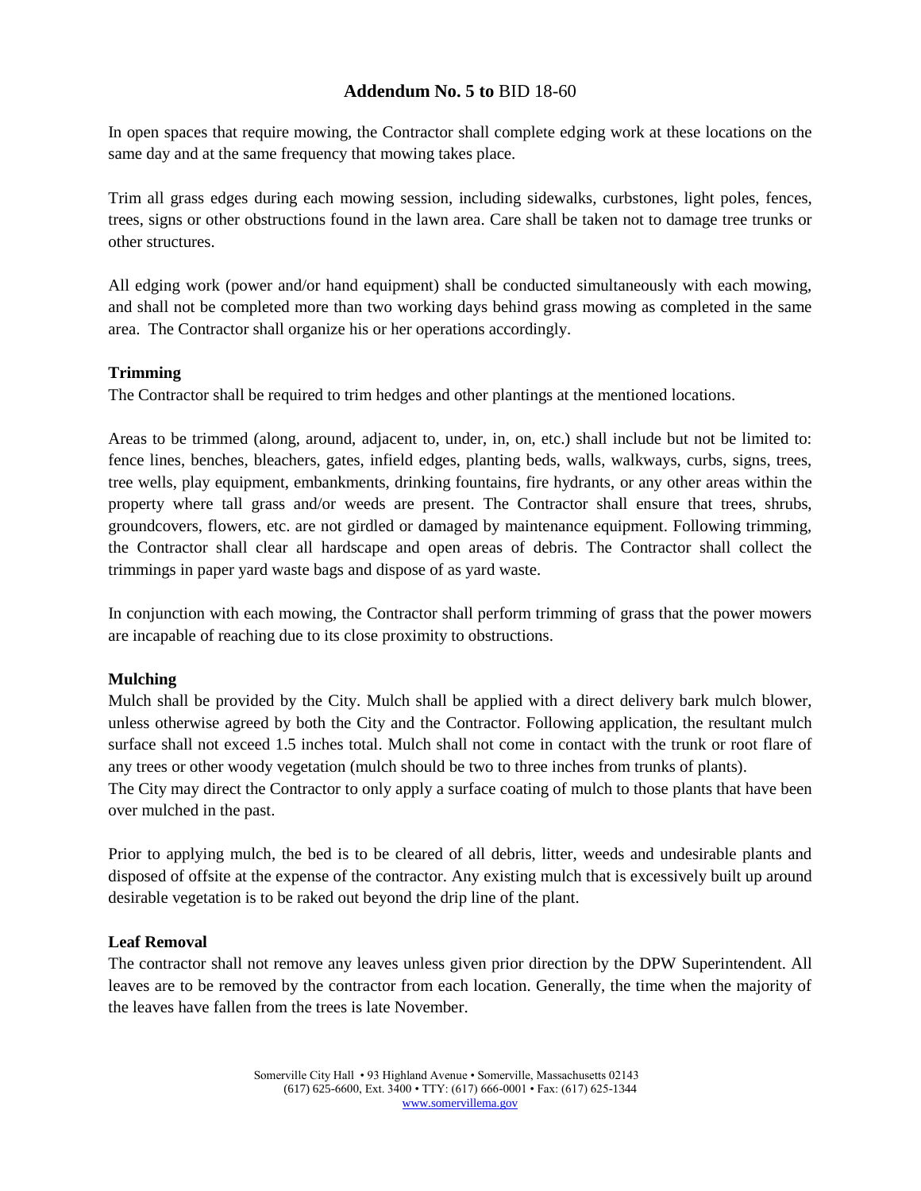**Addendum No. 5 to** BID 18-60

In open spaces that require mowing, the Contractor shall complete edging work at these locations on the same day and at the same frequency that mowing takes place.

Trim all grass edges during each mowing session, including sidewalks, curbstones, light poles, fences, trees, signs or other obstructions found in the lawn area. Care shall be taken not to damage tree trunks or other structures.

All edging work (power and/or hand equipment) shall be conducted simultaneously with each mowing, and shall not be completed more than two working days behind grass mowing as completed in the same area. The Contractor shall organize his or her operations accordingly.

**Trimming**

The Contractor shall be required to trim hedges and other plantings at the mentioned locations.

Areas to be trimmed (along, around, adjacent to, under, in, on, etc.) shall include but not be limited to: fence lines, benches, bleachers, gates, infield edges, planting beds, walls, walkways, curbs, signs, trees, tree wells, play equipment, embankments, drinking fountains, fire hydrants, or any other areas within the property where tall grass and/or weeds are present. The Contractor shall ensure that trees, shrubs, groundcovers, flowers, etc. are not girdled or damaged by maintenance equipment. Following trimming, the Contractor shall clear all hardscape and open areas of debris. The Contractor shall collect the trimmings in paper yard waste bags and dispose of as yard waste.

In conjunction with each mowing, the Contractor shall perform trimming of grass that the power mowers are incapable of reaching due to its close proximity to obstructions.

**Mulching**

Mulch shall be provided by the City. Mulch shall be applied with a direct delivery bark mulch blower, unless otherwise agreed by both the City and the Contractor. Following application, the resultant mulch surface shall not exceed 1.5 inches total. Mulch shall not come in contact with the trunk or root flare of any trees or other woody vegetation (mulch should be two to three inches from trunks of plants).
The City may direct the Contractor to only apply a surface coating of mulch to those plants that have been over mulched in the past.

Prior to applying mulch, the bed is to be cleared of all debris, litter, weeds and undesirable plants and disposed of offsite at the expense of the contractor. Any existing mulch that is excessively built up around desirable vegetation is to be raked out beyond the drip line of the plant.

**Leaf Removal**

The contractor shall not remove any leaves unless given prior direction by the DPW Superintendent. All leaves are to be removed by the contractor from each location. Generally, the time when the majority of the leaves have fallen from the trees is late November.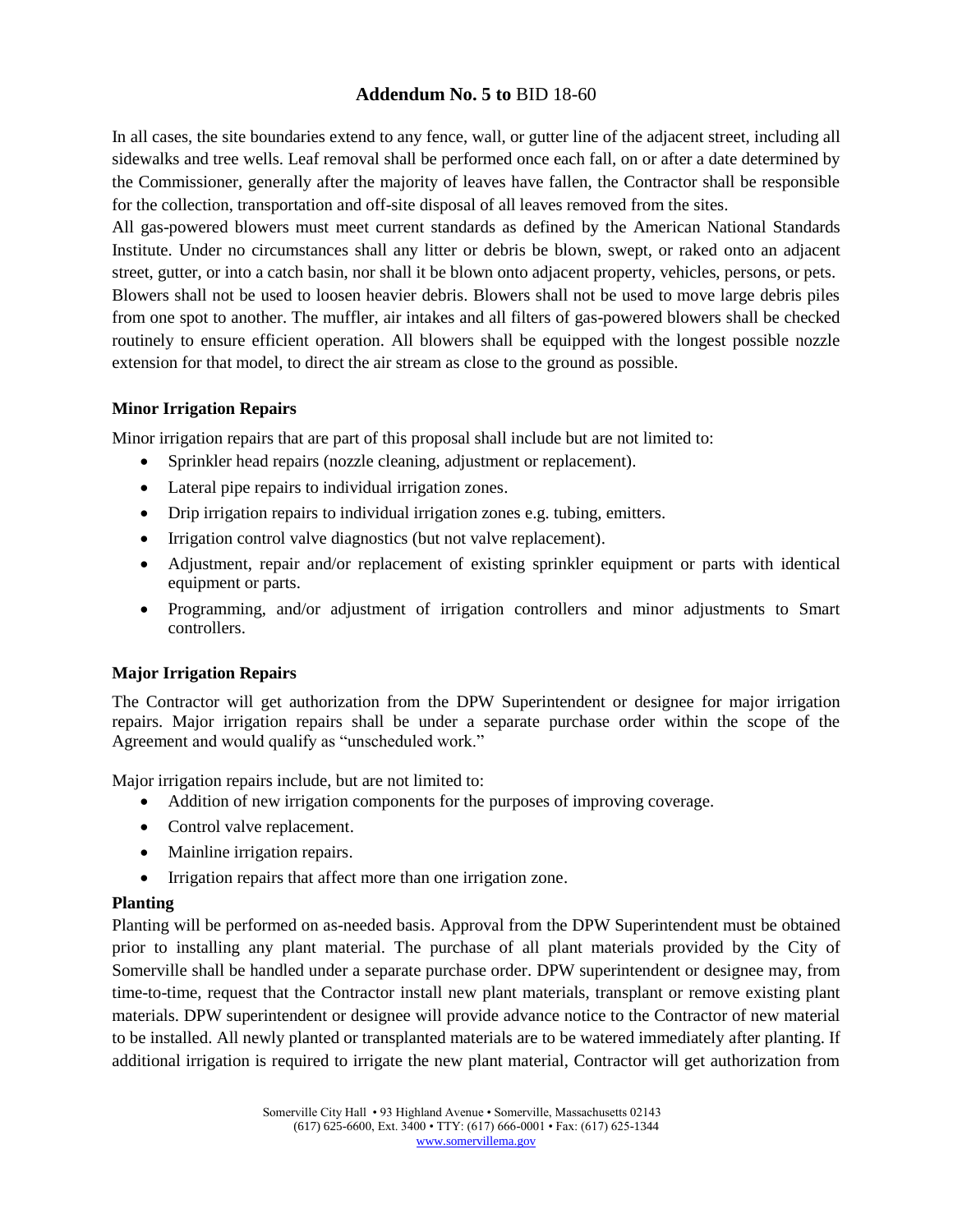**Addendum No. 5 to** BID 18-60

In all cases, the site boundaries extend to any fence, wall, or gutter line of the adjacent street, including all sidewalks and tree wells. Leaf removal shall be performed once each fall, on or after a date determined by the Commissioner, generally after the majority of leaves have fallen, the Contractor shall be responsible for the collection, transportation and off-site disposal of all leaves removed from the sites.

All gas-powered blowers must meet current standards as defined by the American National Standards Institute. Under no circumstances shall any litter or debris be blown, swept, or raked onto an adjacent street, gutter, or into a catch basin, nor shall it be blown onto adjacent property, vehicles, persons, or pets. Blowers shall not be used to loosen heavier debris. Blowers shall not be used to move large debris piles from one spot to another. The muffler, air intakes and all filters of gas-powered blowers shall be checked routinely to ensure efficient operation. All blowers shall be equipped with the longest possible nozzle extension for that model, to direct the air stream as close to the ground as possible.

### Minor Irrigation Repairs

Minor irrigation repairs that are part of this proposal shall include but are not limited to:

- Sprinkler head repairs (nozzle cleaning, adjustment or replacement).
- Lateral pipe repairs to individual irrigation zones.
- Drip irrigation repairs to individual irrigation zones e.g. tubing, emitters.
- Irrigation control valve diagnostics (but not valve replacement).
- Adjustment, repair and/or replacement of existing sprinkler equipment or parts with identical equipment or parts.
- Programming, and/or adjustment of irrigation controllers and minor adjustments to Smart controllers.

### Major Irrigation Repairs

The Contractor will get authorization from the DPW Superintendent or designee for major irrigation repairs. Major irrigation repairs shall be under a separate purchase order within the scope of the Agreement and would qualify as "unscheduled work."

Major irrigation repairs include, but are not limited to:

- Addition of new irrigation components for the purposes of improving coverage.
- Control valve replacement.
- Mainline irrigation repairs.
- Irrigation repairs that affect more than one irrigation zone.

### Planting

Planting will be performed on as-needed basis. Approval from the DPW Superintendent must be obtained prior to installing any plant material. The purchase of all plant materials provided by the City of Somerville shall be handled under a separate purchase order. DPW superintendent or designee may, from time-to-time, request that the Contractor install new plant materials, transplant or remove existing plant materials. DPW superintendent or designee will provide advance notice to the Contractor of new material to be installed. All newly planted or transplanted materials are to be watered immediately after planting. If additional irrigation is required to irrigate the new plant material, Contractor will get authorization from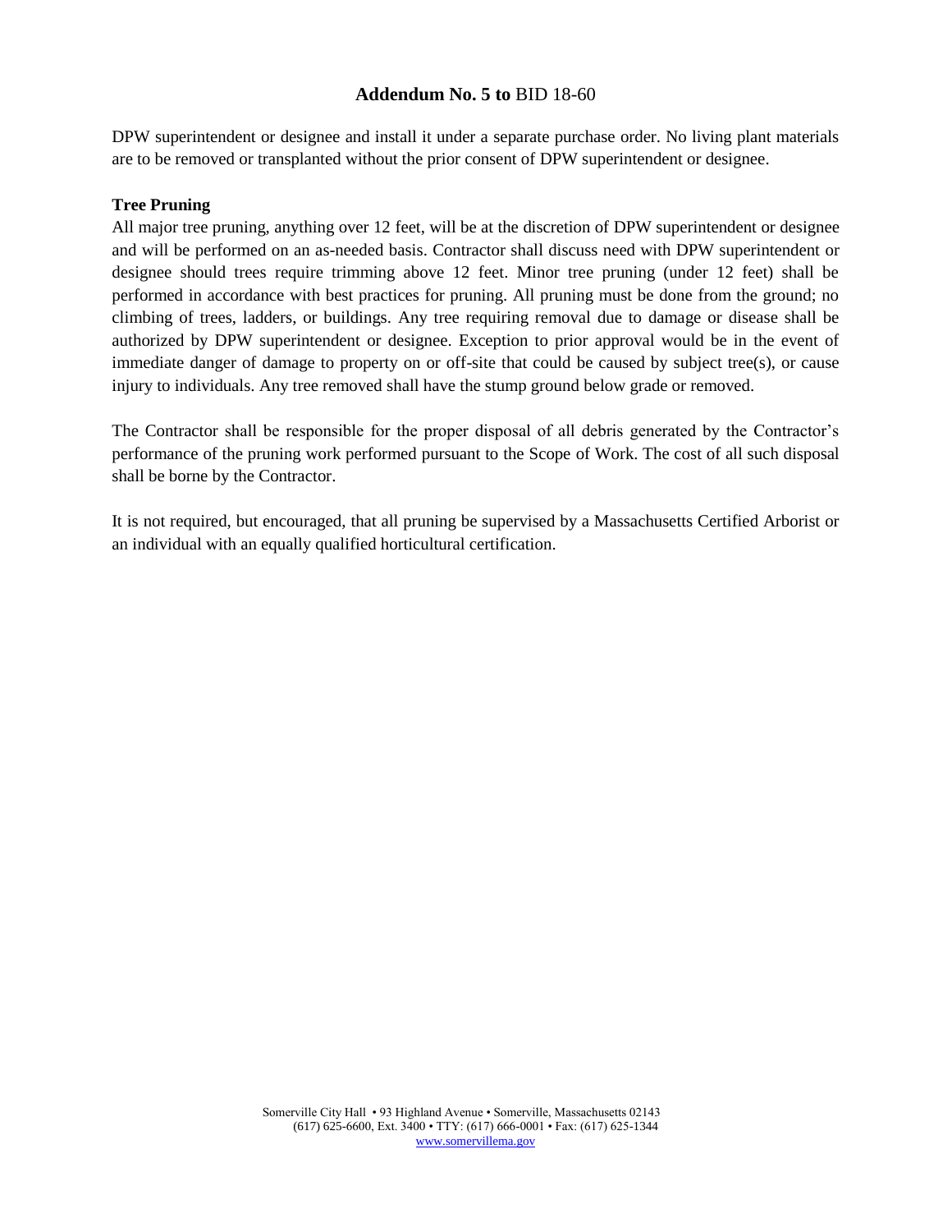DPW superintendent or designee and install it under a separate purchase order. No living plant materials are to be removed or transplanted without the prior consent of DPW superintendent or designee.

**Tree Pruning**

All major tree pruning, anything over 12 feet, will be at the discretion of DPW superintendent or designee and will be performed on an as-needed basis. Contractor shall discuss need with DPW superintendent or designee should trees require trimming above 12 feet. Minor tree pruning (under 12 feet) shall be performed in accordance with best practices for pruning. All pruning must be done from the ground; no climbing of trees, ladders, or buildings. Any tree requiring removal due to damage or disease shall be authorized by DPW superintendent or designee. Exception to prior approval would be in the event of immediate danger of damage to property on or off-site that could be caused by subject tree(s), or cause injury to individuals. Any tree removed shall have the stump ground below grade or removed.

The Contractor shall be responsible for the proper disposal of all debris generated by the Contractor's performance of the pruning work performed pursuant to the Scope of Work. The cost of all such disposal shall be borne by the Contractor.

It is not required, but encouraged, that all pruning be supervised by a Massachusetts Certified Arborist or an individual with an equally qualified horticultural certification.